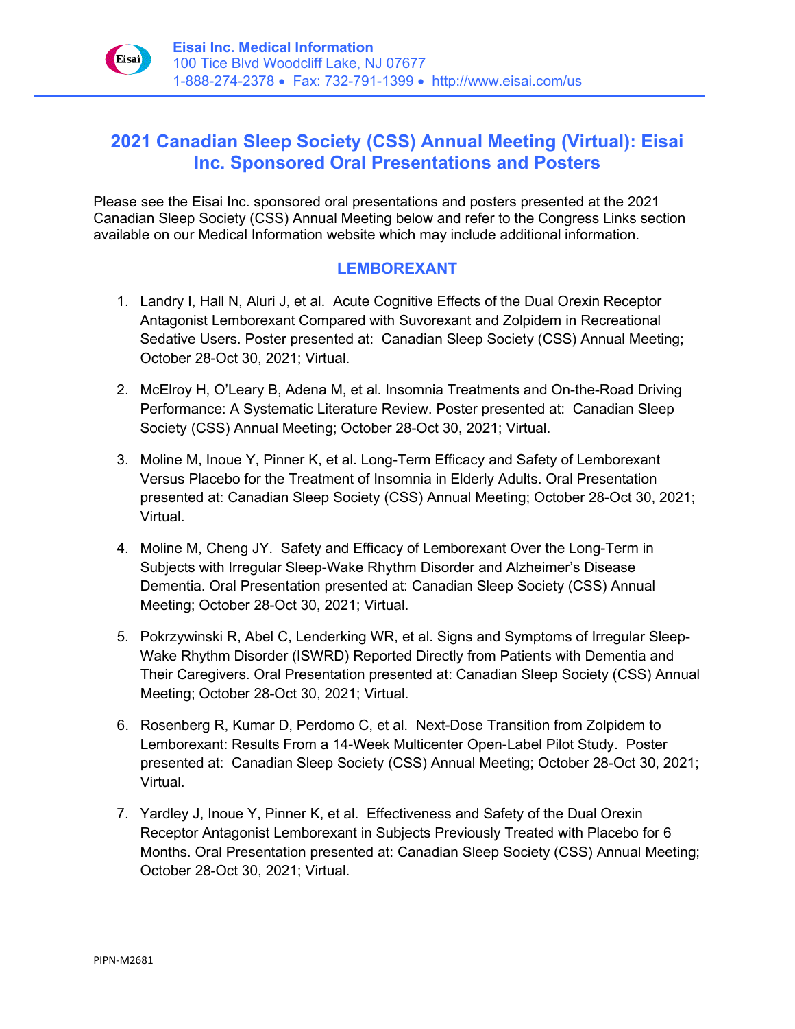**Eisai Inc. Medical Information**
100 Tice Blvd Woodcliff Lake, NJ 07677
1-888-274-2378 • Fax: 732-791-1399 • http://www.eisai.com/us

# 2021 Canadian Sleep Society (CSS) Annual Meeting (Virtual): Eisai Inc. Sponsored Oral Presentations and Posters

Please see the Eisai Inc. sponsored oral presentations and posters presented at the 2021 Canadian Sleep Society (CSS) Annual Meeting below and refer to the Congress Links section available on our Medical Information website which may include additional information.

## LEMBOREXANT

1. Landry I, Hall N, Aluri J, et al. Acute Cognitive Effects of the Dual Orexin Receptor Antagonist Lemborexant Compared with Suvorexant and Zolpidem in Recreational Sedative Users. Poster presented at: Canadian Sleep Society (CSS) Annual Meeting; October 28-Oct 30, 2021; Virtual.

2. McElroy H, O'Leary B, Adena M, et al. Insomnia Treatments and On-the-Road Driving Performance: A Systematic Literature Review. Poster presented at: Canadian Sleep Society (CSS) Annual Meeting; October 28-Oct 30, 2021; Virtual.

3. Moline M, Inoue Y, Pinner K, et al. Long-Term Efficacy and Safety of Lemborexant Versus Placebo for the Treatment of Insomnia in Elderly Adults. Oral Presentation presented at: Canadian Sleep Society (CSS) Annual Meeting; October 28-Oct 30, 2021; Virtual.

4. Moline M, Cheng JY. Safety and Efficacy of Lemborexant Over the Long-Term in Subjects with Irregular Sleep-Wake Rhythm Disorder and Alzheimer's Disease Dementia. Oral Presentation presented at: Canadian Sleep Society (CSS) Annual Meeting; October 28-Oct 30, 2021; Virtual.

5. Pokrzywinski R, Abel C, Lenderking WR, et al. Signs and Symptoms of Irregular Sleep-Wake Rhythm Disorder (ISWRD) Reported Directly from Patients with Dementia and Their Caregivers. Oral Presentation presented at: Canadian Sleep Society (CSS) Annual Meeting; October 28-Oct 30, 2021; Virtual.

6. Rosenberg R, Kumar D, Perdomo C, et al. Next-Dose Transition from Zolpidem to Lemborexant: Results From a 14-Week Multicenter Open-Label Pilot Study. Poster presented at: Canadian Sleep Society (CSS) Annual Meeting; October 28-Oct 30, 2021; Virtual.

7. Yardley J, Inoue Y, Pinner K, et al. Effectiveness and Safety of the Dual Orexin Receptor Antagonist Lemborexant in Subjects Previously Treated with Placebo for 6 Months. Oral Presentation presented at: Canadian Sleep Society (CSS) Annual Meeting; October 28-Oct 30, 2021; Virtual.

PIPN-M2681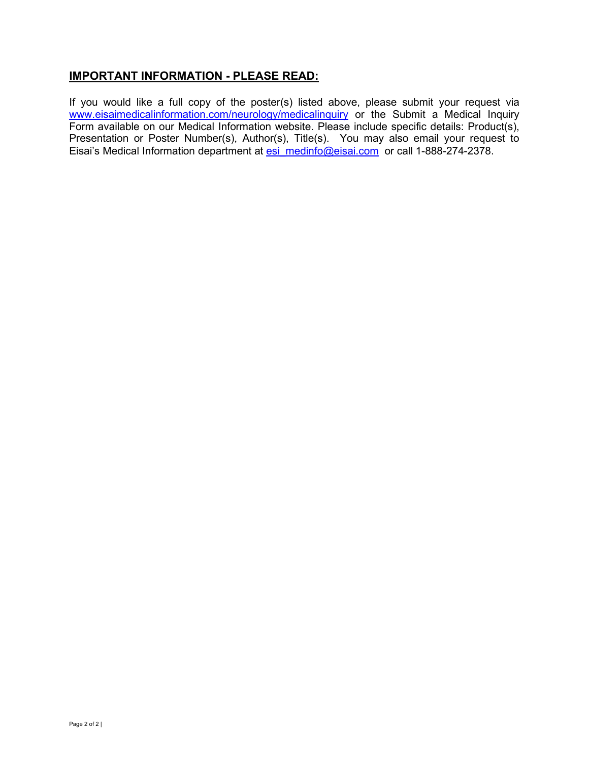## **IMPORTANT INFORMATION - PLEASE READ:**

If you would like a full copy of the poster(s) listed above, please submit your request via [www.eisaimedicalinformation.com/neurology/medicalinquiry](http://www.eisaimedicalinformation.com/neurology/medicalinquiry) or the Submit a Medical Inquiry Form available on our Medical Information website. Please include specific details: Product(s), Presentation or Poster Number(s), Author(s), Title(s). You may also email your request to Eisai's Medical Information department at [esi_medinfo@eisai.com](mailto:esi_medinfo@eisai.com) or call 1-888-274-2378.